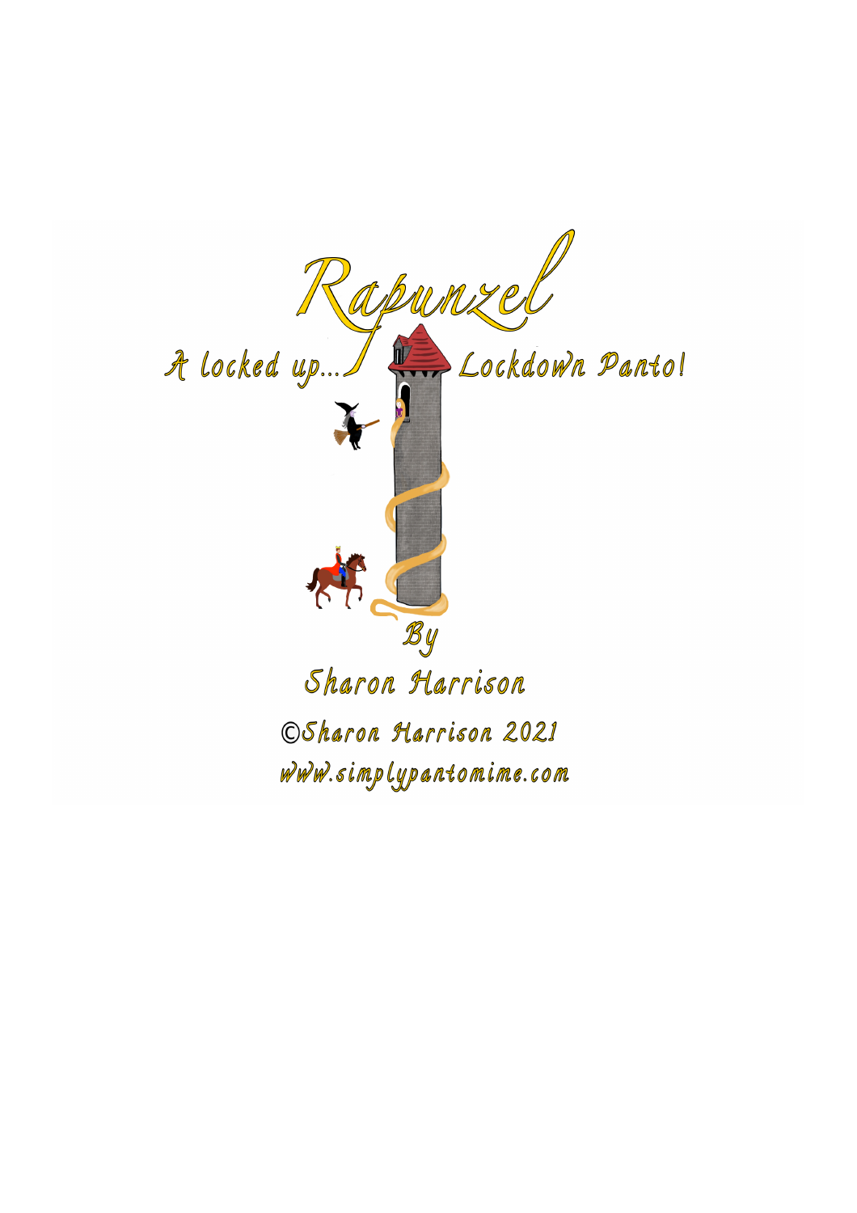# Rapunzel

## A locked up... Lockdown Panto!

By

Sharon Harrison

©Sharon Harrison 2021

www.simplypantomime.com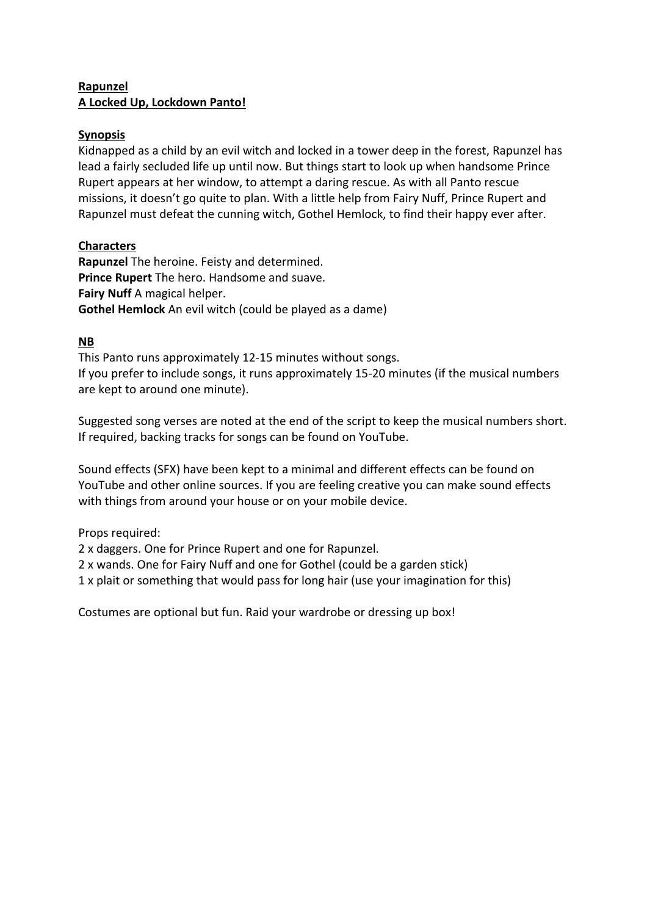**Rapunzel**
**A Locked Up, Lockdown Panto!**

**Synopsis**

Kidnapped as a child by an evil witch and locked in a tower deep in the forest, Rapunzel has lead a fairly secluded life up until now. But things start to look up when handsome Prince Rupert appears at her window, to attempt a daring rescue. As with all Panto rescue missions, it doesn't go quite to plan. With a little help from Fairy Nuff, Prince Rupert and Rapunzel must defeat the cunning witch, Gothel Hemlock, to find their happy ever after.

**Characters**

**Rapunzel** The heroine. Feisty and determined.
**Prince Rupert** The hero. Handsome and suave.
**Fairy Nuff** A magical helper.
**Gothel Hemlock** An evil witch (could be played as a dame)

**NB**

This Panto runs approximately 12-15 minutes without songs.
If you prefer to include songs, it runs approximately 15-20 minutes (if the musical numbers are kept to around one minute).

Suggested song verses are noted at the end of the script to keep the musical numbers short.
If required, backing tracks for songs can be found on YouTube.

Sound effects (SFX) have been kept to a minimal and different effects can be found on YouTube and other online sources. If you are feeling creative you can make sound effects with things from around your house or on your mobile device.

Props required:
2 x daggers. One for Prince Rupert and one for Rapunzel.
2 x wands. One for Fairy Nuff and one for Gothel (could be a garden stick)
1 x plait or something that would pass for long hair (use your imagination for this)

Costumes are optional but fun. Raid your wardrobe or dressing up box!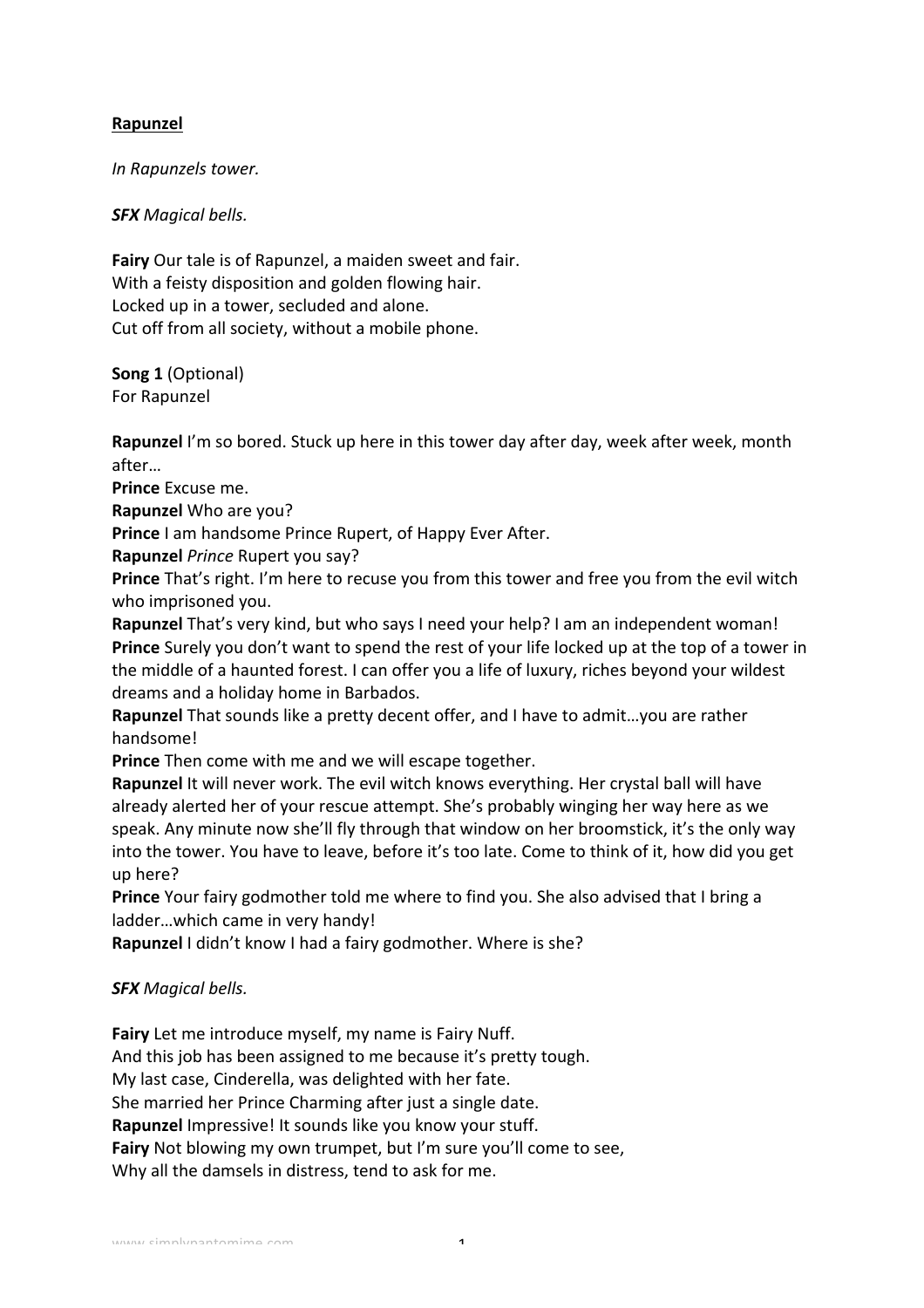**Rapunzel**

*In Rapunzels tower.*

***SFX*** *Magical bells.*

**Fairy** Our tale is of Rapunzel, a maiden sweet and fair.
With a feisty disposition and golden flowing hair.
Locked up in a tower, secluded and alone.
Cut off from all society, without a mobile phone.

**Song 1** (Optional)
For Rapunzel

**Rapunzel** I'm so bored. Stuck up here in this tower day after day, week after week, month after…
**Prince** Excuse me.
**Rapunzel** Who are you?
**Prince** I am handsome Prince Rupert, of Happy Ever After.
**Rapunzel** *Prince* Rupert you say?
**Prince** That's right. I'm here to recuse you from this tower and free you from the evil witch who imprisoned you.
**Rapunzel** That's very kind, but who says I need your help? I am an independent woman!
**Prince** Surely you don't want to spend the rest of your life locked up at the top of a tower in the middle of a haunted forest. I can offer you a life of luxury, riches beyond your wildest dreams and a holiday home in Barbados.
**Rapunzel** That sounds like a pretty decent offer, and I have to admit…you are rather handsome!
**Prince** Then come with me and we will escape together.
**Rapunzel** It will never work. The evil witch knows everything. Her crystal ball will have already alerted her of your rescue attempt. She's probably winging her way here as we speak. Any minute now she'll fly through that window on her broomstick, it's the only way into the tower. You have to leave, before it's too late. Come to think of it, how did you get up here?
**Prince** Your fairy godmother told me where to find you. She also advised that I bring a ladder…which came in very handy!
**Rapunzel** I didn't know I had a fairy godmother. Where is she?

***SFX*** *Magical bells.*

**Fairy** Let me introduce myself, my name is Fairy Nuff.
And this job has been assigned to me because it's pretty tough.
My last case, Cinderella, was delighted with her fate.
She married her Prince Charming after just a single date.
**Rapunzel** Impressive! It sounds like you know your stuff.
**Fairy** Not blowing my own trumpet, but I'm sure you'll come to see,
Why all the damsels in distress, tend to ask for me.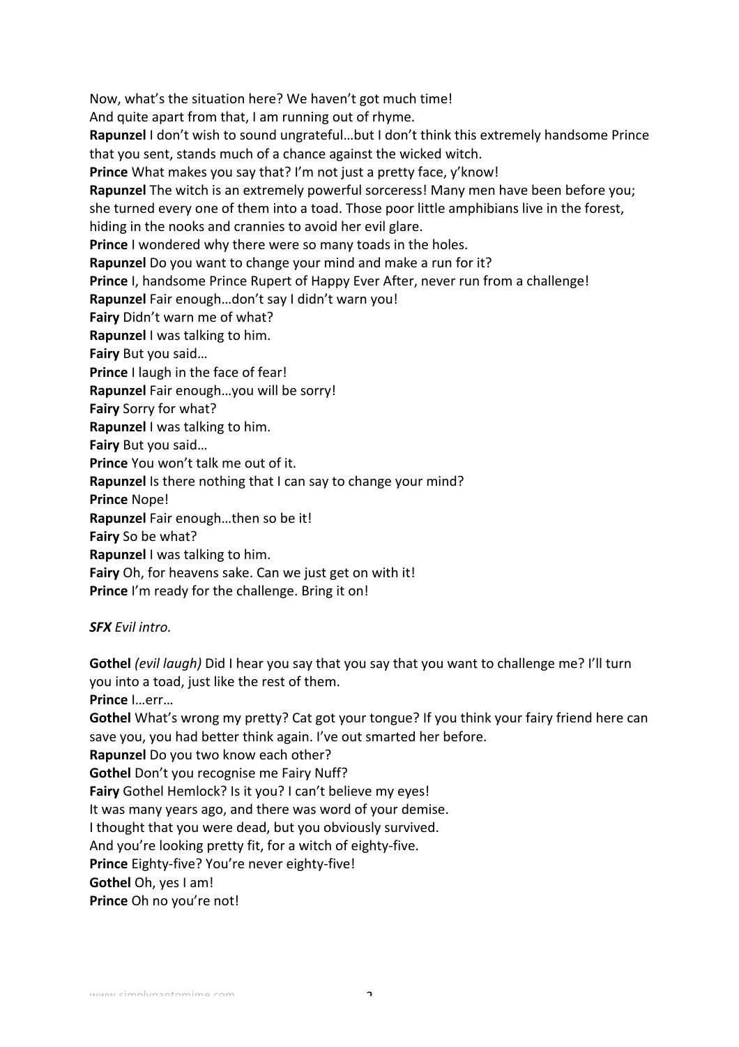Now, what's the situation here? We haven't got much time!
And quite apart from that, I am running out of rhyme.
**Rapunzel** I don't wish to sound ungrateful…but I don't think this extremely handsome Prince that you sent, stands much of a chance against the wicked witch.
**Prince** What makes you say that? I'm not just a pretty face, y'know!
**Rapunzel** The witch is an extremely powerful sorceress! Many men have been before you; she turned every one of them into a toad. Those poor little amphibians live in the forest, hiding in the nooks and crannies to avoid her evil glare.
**Prince** I wondered why there were so many toads in the holes.
**Rapunzel** Do you want to change your mind and make a run for it?
**Prince** I, handsome Prince Rupert of Happy Ever After, never run from a challenge!
**Rapunzel** Fair enough…don't say I didn't warn you!
**Fairy** Didn't warn me of what?
**Rapunzel** I was talking to him.
**Fairy** But you said…
**Prince** I laugh in the face of fear!
**Rapunzel** Fair enough…you will be sorry!
**Fairy** Sorry for what?
**Rapunzel** I was talking to him.
**Fairy** But you said…
**Prince** You won't talk me out of it.
**Rapunzel** Is there nothing that I can say to change your mind?
**Prince** Nope!
**Rapunzel** Fair enough…then so be it!
**Fairy** So be what?
**Rapunzel** I was talking to him.
**Fairy** Oh, for heavens sake. Can we just get on with it!
**Prince** I'm ready for the challenge. Bring it on!

***SFX*** *Evil intro.*

**Gothel** *(evil laugh)* Did I hear you say that you say that you want to challenge me? I'll turn you into a toad, just like the rest of them.
**Prince** I…err…
**Gothel** What's wrong my pretty? Cat got your tongue? If you think your fairy friend here can save you, you had better think again. I've out smarted her before.
**Rapunzel** Do you two know each other?
**Gothel** Don't you recognise me Fairy Nuff?
**Fairy** Gothel Hemlock? Is it you? I can't believe my eyes!
It was many years ago, and there was word of your demise.
I thought that you were dead, but you obviously survived.
And you're looking pretty fit, for a witch of eighty-five.
**Prince** Eighty-five? You're never eighty-five!
**Gothel** Oh, yes I am!
**Prince** Oh no you're not!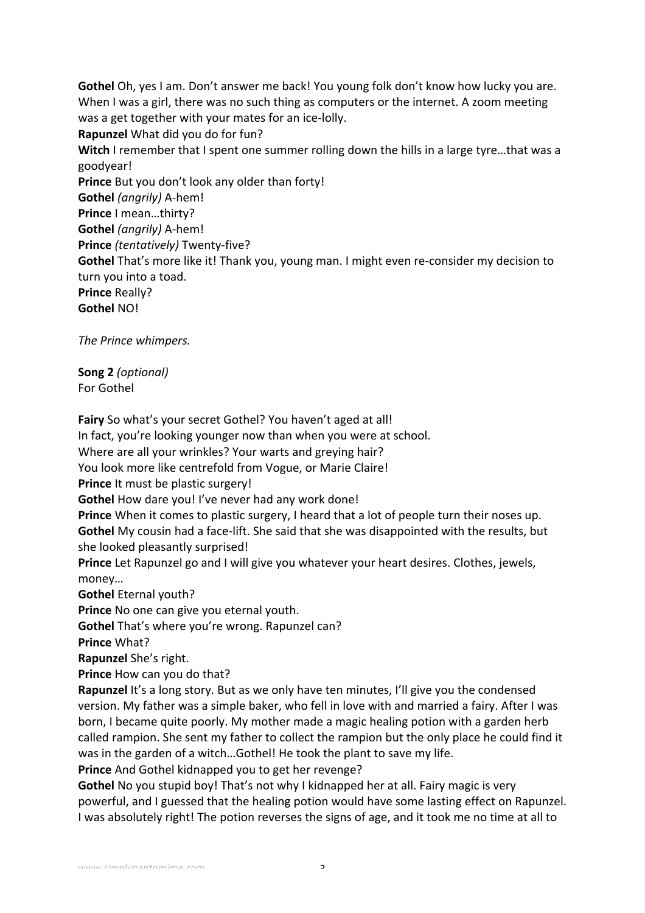**Gothel** Oh, yes I am. Don't answer me back! You young folk don't know how lucky you are. When I was a girl, there was no such thing as computers or the internet. A zoom meeting was a get together with your mates for an ice-lolly.
**Rapunzel** What did you do for fun?
**Witch** I remember that I spent one summer rolling down the hills in a large tyre…that was a goodyear!
**Prince** But you don't look any older than forty!
**Gothel** *(angrily)* A-hem!
**Prince** I mean…thirty?
**Gothel** *(angrily)* A-hem!
**Prince** *(tentatively)* Twenty-five?
**Gothel** That's more like it! Thank you, young man. I might even re-consider my decision to turn you into a toad.
**Prince** Really?
**Gothel** NO!

*The Prince whimpers.*

**Song 2** *(optional)*
For Gothel

**Fairy** So what's your secret Gothel? You haven't aged at all!
In fact, you're looking younger now than when you were at school.
Where are all your wrinkles? Your warts and greying hair?
You look more like centrefold from Vogue, or Marie Claire!
**Prince** It must be plastic surgery!
**Gothel** How dare you! I've never had any work done!
**Prince** When it comes to plastic surgery, I heard that a lot of people turn their noses up.
**Gothel** My cousin had a face-lift. She said that she was disappointed with the results, but she looked pleasantly surprised!
**Prince** Let Rapunzel go and I will give you whatever your heart desires. Clothes, jewels, money…
**Gothel** Eternal youth?
**Prince** No one can give you eternal youth.
**Gothel** That's where you're wrong. Rapunzel can?
**Prince** What?
**Rapunzel** She's right.
**Prince** How can you do that?
**Rapunzel** It's a long story. But as we only have ten minutes, I'll give you the condensed version. My father was a simple baker, who fell in love with and married a fairy. After I was born, I became quite poorly. My mother made a magic healing potion with a garden herb called rampion. She sent my father to collect the rampion but the only place he could find it was in the garden of a witch…Gothel! He took the plant to save my life.
**Prince** And Gothel kidnapped you to get her revenge?
**Gothel** No you stupid boy! That's not why I kidnapped her at all. Fairy magic is very powerful, and I guessed that the healing potion would have some lasting effect on Rapunzel. I was absolutely right! The potion reverses the signs of age, and it took me no time at all to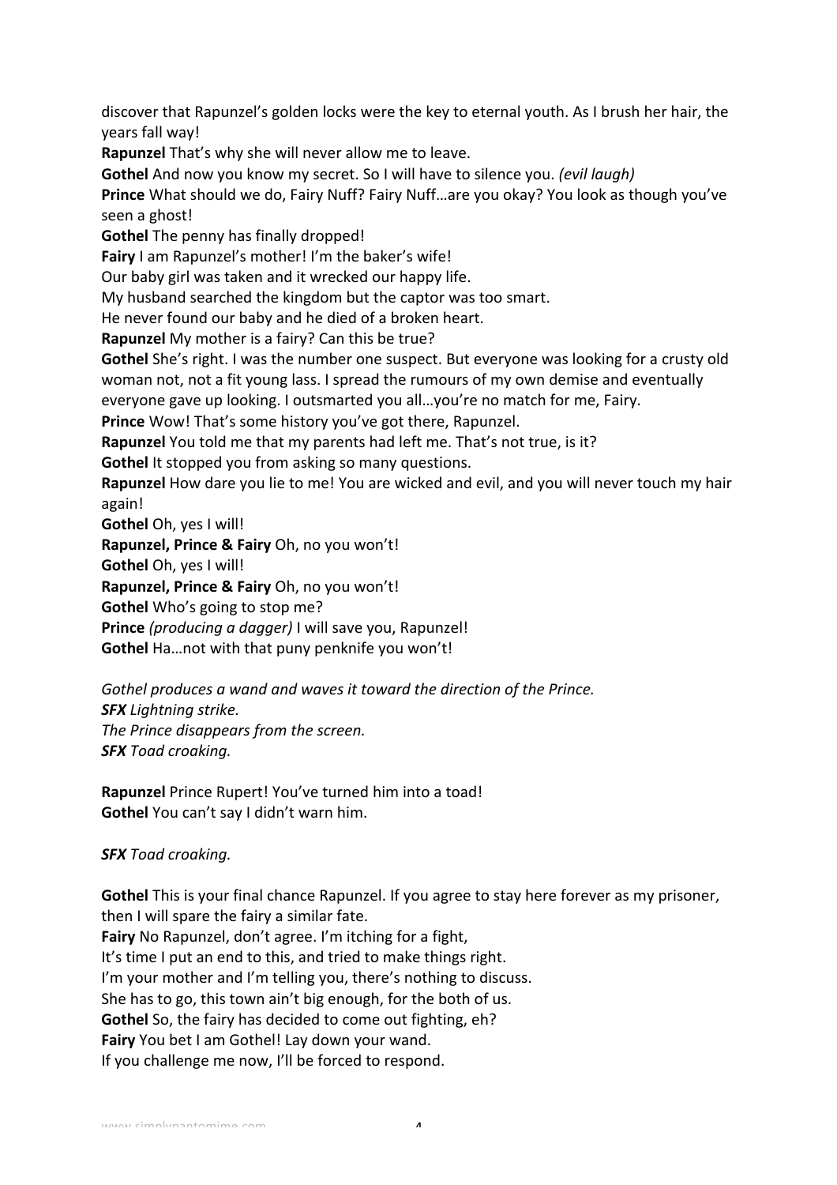discover that Rapunzel's golden locks were the key to eternal youth. As I brush her hair, the years fall way!

**Rapunzel** That's why she will never allow me to leave.

**Gothel** And now you know my secret. So I will have to silence you. *(evil laugh)*

**Prince** What should we do, Fairy Nuff? Fairy Nuff…are you okay? You look as though you've seen a ghost!

**Gothel** The penny has finally dropped!

**Fairy** I am Rapunzel's mother! I'm the baker's wife!
Our baby girl was taken and it wrecked our happy life.
My husband searched the kingdom but the captor was too smart.
He never found our baby and he died of a broken heart.

**Rapunzel** My mother is a fairy? Can this be true?

**Gothel** She's right. I was the number one suspect. But everyone was looking for a crusty old woman not, not a fit young lass. I spread the rumours of my own demise and eventually everyone gave up looking. I outsmarted you all…you're no match for me, Fairy.

**Prince** Wow! That's some history you've got there, Rapunzel.

**Rapunzel** You told me that my parents had left me. That's not true, is it?

**Gothel** It stopped you from asking so many questions.

**Rapunzel** How dare you lie to me! You are wicked and evil, and you will never touch my hair again!

**Gothel** Oh, yes I will!

**Rapunzel, Prince & Fairy** Oh, no you won't!

**Gothel** Oh, yes I will!

**Rapunzel, Prince & Fairy** Oh, no you won't!

**Gothel** Who's going to stop me?

**Prince** *(producing a dagger)* I will save you, Rapunzel!

**Gothel** Ha…not with that puny penknife you won't!

*Gothel produces a wand and waves it toward the direction of the Prince.*
***SFX** Lightning strike.*
*The Prince disappears from the screen.*
***SFX** Toad croaking.*

**Rapunzel** Prince Rupert! You've turned him into a toad!

**Gothel** You can't say I didn't warn him.

***SFX** Toad croaking.*

**Gothel** This is your final chance Rapunzel. If you agree to stay here forever as my prisoner, then I will spare the fairy a similar fate.

**Fairy** No Rapunzel, don't agree. I'm itching for a fight,
It's time I put an end to this, and tried to make things right.
I'm your mother and I'm telling you, there's nothing to discuss.
She has to go, this town ain't big enough, for the both of us.

**Gothel** So, the fairy has decided to come out fighting, eh?

**Fairy** You bet I am Gothel! Lay down your wand.
If you challenge me now, I'll be forced to respond.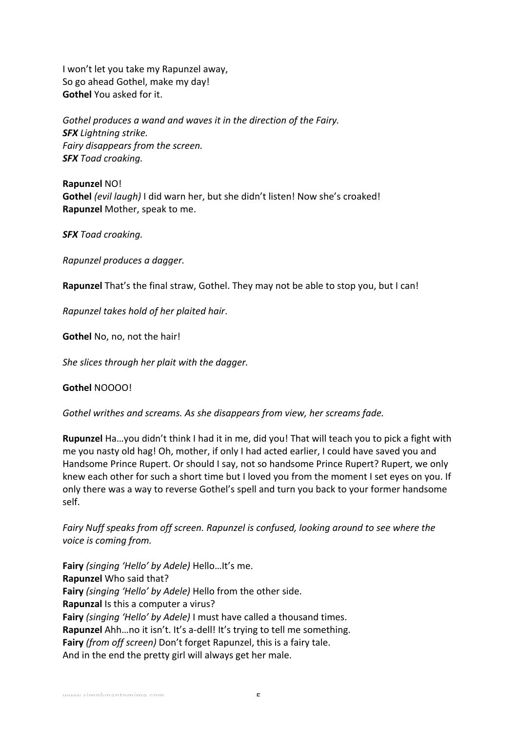I won't let you take my Rapunzel away,
So go ahead Gothel, make my day!
**Gothel** You asked for it.

*Gothel produces a wand and waves it in the direction of the Fairy.*
***SFX*** *Lightning strike.*
*Fairy disappears from the screen.*
***SFX*** *Toad croaking.*

**Rapunzel** NO!
**Gothel** *(evil laugh)* I did warn her, but she didn't listen! Now she's croaked!
**Rapunzel** Mother, speak to me.

***SFX*** *Toad croaking.*

*Rapunzel produces a dagger.*

**Rapunzel** That's the final straw, Gothel. They may not be able to stop you, but I can!

*Rapunzel takes hold of her plaited hair*.

**Gothel** No, no, not the hair!

*She slices through her plait with the dagger.*

**Gothel** NOOOO!

*Gothel writhes and screams. As she disappears from view, her screams fade.*

**Rupunzel** Ha…you didn't think I had it in me, did you! That will teach you to pick a fight with me you nasty old hag! Oh, mother, if only I had acted earlier, I could have saved you and Handsome Prince Rupert. Or should I say, not so handsome Prince Rupert? Rupert, we only knew each other for such a short time but I loved you from the moment I set eyes on you. If only there was a way to reverse Gothel's spell and turn you back to your former handsome self.

*Fairy Nuff speaks from off screen. Rapunzel is confused, looking around to see where the voice is coming from.*

**Fairy** *(singing 'Hello' by Adele)* Hello…It's me.
**Rapunzel** Who said that?
**Fairy** *(singing 'Hello' by Adele)* Hello from the other side.
**Rapunzal** Is this a computer a virus?
**Fairy** *(singing 'Hello' by Adele)* I must have called a thousand times.
**Rapunzel** Ahh…no it isn't. It's a-dell! It's trying to tell me something.
**Fairy** *(from off screen)* Don't forget Rapunzel, this is a fairy tale.
And in the end the pretty girl will always get her male.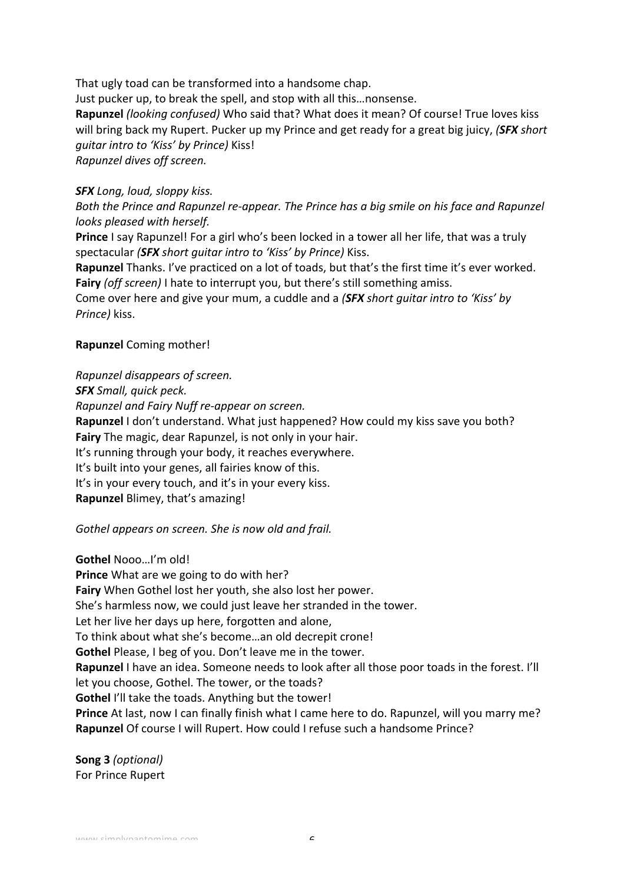That ugly toad can be transformed into a handsome chap.
Just pucker up, to break the spell, and stop with all this…nonsense.
**Rapunzel** *(looking confused)* Who said that? What does it mean? Of course! True loves kiss will bring back my Rupert. Pucker up my Prince and get ready for a great big juicy, *(**SFX** short guitar intro to 'Kiss' by Prince)* Kiss!
*Rapunzel dives off screen.*

***SFX** Long, loud, sloppy kiss.*
*Both the Prince and Rapunzel re-appear. The Prince has a big smile on his face and Rapunzel looks pleased with herself.*
**Prince** I say Rapunzel! For a girl who's been locked in a tower all her life, that was a truly spectacular *(**SFX** short guitar intro to 'Kiss' by Prince)* Kiss.
**Rapunzel** Thanks. I've practiced on a lot of toads, but that's the first time it's ever worked.
**Fairy** *(off screen)* I hate to interrupt you, but there's still something amiss.
Come over here and give your mum, a cuddle and a *(**SFX** short guitar intro to 'Kiss' by Prince)* kiss.

**Rapunzel** Coming mother!

*Rapunzel disappears of screen.*
***SFX** Small, quick peck.*
*Rapunzel and Fairy Nuff re-appear on screen.*
**Rapunzel** I don't understand. What just happened? How could my kiss save you both?
**Fairy** The magic, dear Rapunzel, is not only in your hair.
It's running through your body, it reaches everywhere.
It's built into your genes, all fairies know of this.
It's in your every touch, and it's in your every kiss.
**Rapunzel** Blimey, that's amazing!

*Gothel appears on screen. She is now old and frail.*

**Gothel** Nooo…I'm old!
**Prince** What are we going to do with her?
**Fairy** When Gothel lost her youth, she also lost her power.
She's harmless now, we could just leave her stranded in the tower.
Let her live her days up here, forgotten and alone,
To think about what she's become…an old decrepit crone!
**Gothel** Please, I beg of you. Don't leave me in the tower.
**Rapunzel** I have an idea. Someone needs to look after all those poor toads in the forest. I'll let you choose, Gothel. The tower, or the toads?
**Gothel** I'll take the toads. Anything but the tower!
**Prince** At last, now I can finally finish what I came here to do. Rapunzel, will you marry me?
**Rapunzel** Of course I will Rupert. How could I refuse such a handsome Prince?

**Song 3** *(optional)*
For Prince Rupert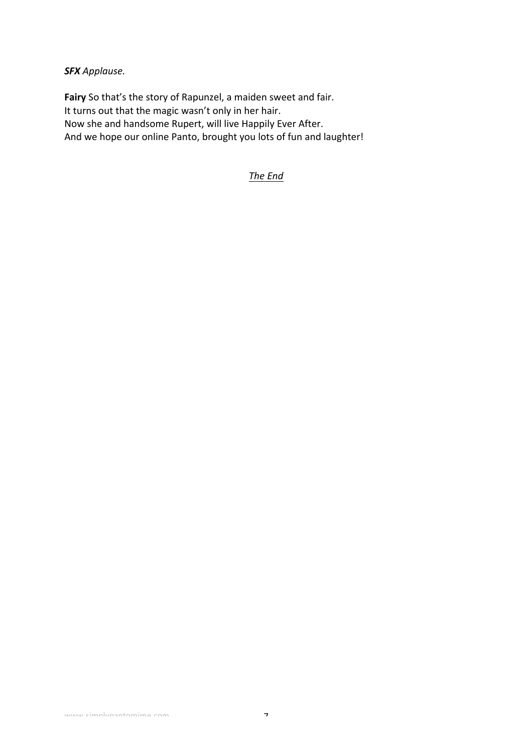***SFX** Applause.*

**Fairy** So that's the story of Rapunzel, a maiden sweet and fair.
It turns out that the magic wasn't only in her hair.
Now she and handsome Rupert, will live Happily Ever After.
And we hope our online Panto, brought you lots of fun and laughter!

*The End*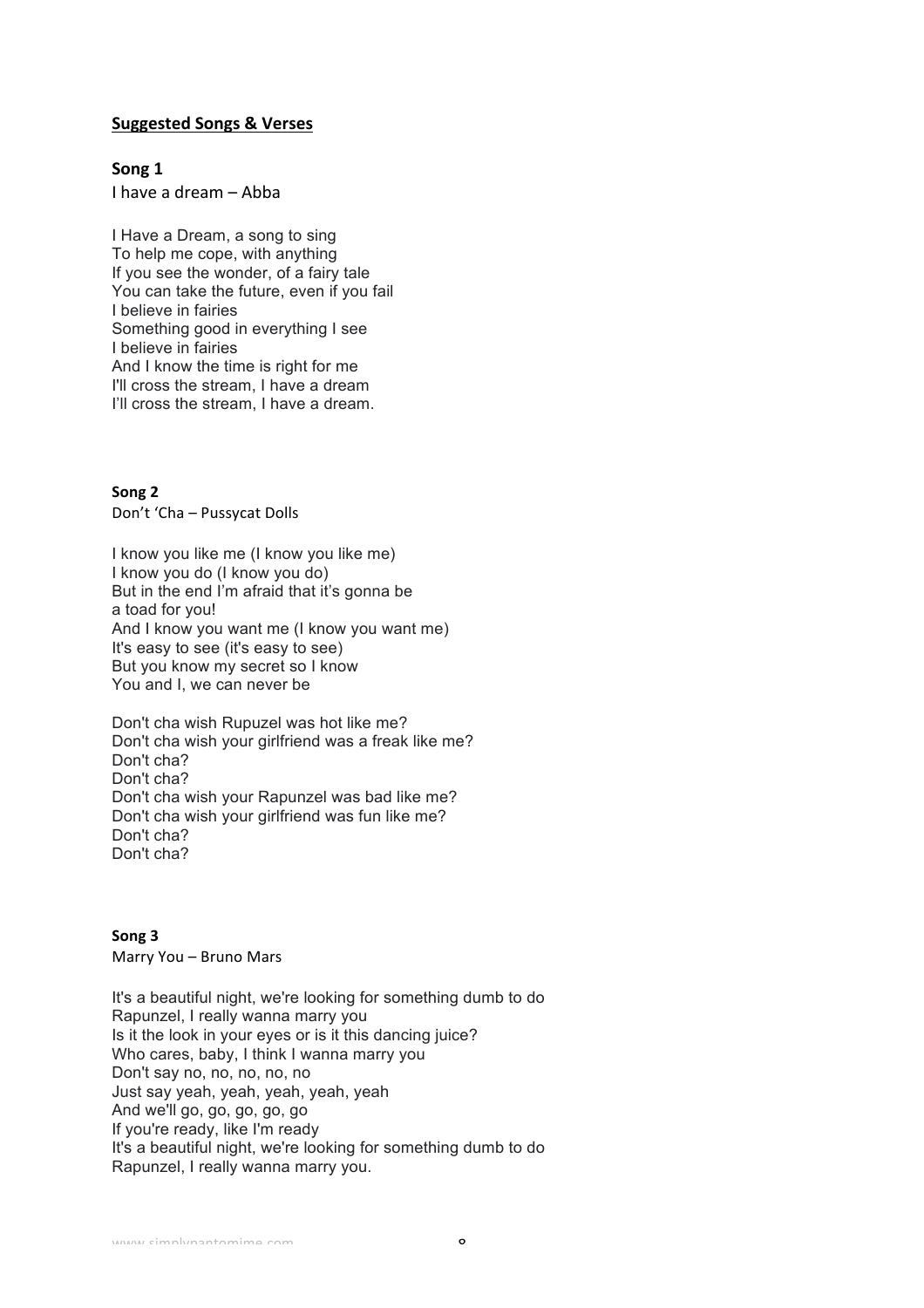## Suggested Songs & Verses

### Song 1

I have a dream – Abba

I Have a Dream, a song to sing
To help me cope, with anything
If you see the wonder, of a fairy tale
You can take the future, even if you fail
I believe in fairies
Something good in everything I see
I believe in fairies
And I know the time is right for me
I'll cross the stream, I have a dream
I'll cross the stream, I have a dream.

### Song 2

Don't 'Cha – Pussycat Dolls

I know you like me (I know you like me)
I know you do (I know you do)
But in the end I'm afraid that it's gonna be
a toad for you!
And I know you want me (I know you want me)
It's easy to see (it's easy to see)
But you know my secret so I know
You and I, we can never be

Don't cha wish Rupuzel was hot like me?
Don't cha wish your girlfriend was a freak like me?
Don't cha?
Don't cha?
Don't cha wish your Rapunzel was bad like me?
Don't cha wish your girlfriend was fun like me?
Don't cha?
Don't cha?

### Song 3

Marry You – Bruno Mars

It's a beautiful night, we're looking for something dumb to do
Rapunzel, I really wanna marry you
Is it the look in your eyes or is it this dancing juice?
Who cares, baby, I think I wanna marry you
Don't say no, no, no, no, no
Just say yeah, yeah, yeah, yeah, yeah
And we'll go, go, go, go, go
If you're ready, like I'm ready
It's a beautiful night, we're looking for something dumb to do
Rapunzel, I really wanna marry you.